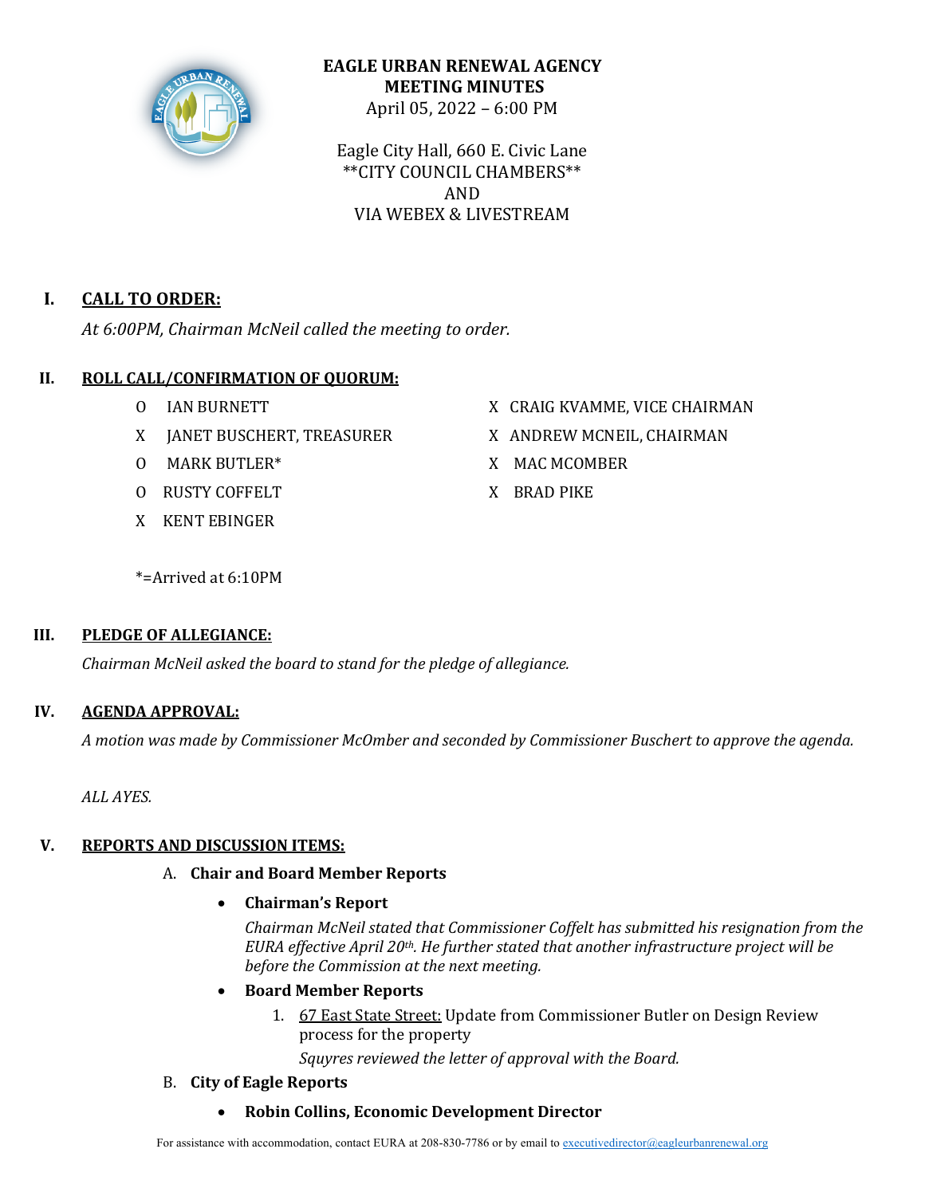# EAGLE URBAN RENEWAL AGENCY
## MEETING MINUTES

April 05, 2022 – 6:00 PM

Eagle City Hall, 660 E. Civic Lane
**CITY COUNCIL CHAMBERS**
AND
VIA WEBEX & LIVESTREAM

## I. CALL TO ORDER:

*At 6:00PM, Chairman McNeil called the meeting to order.*

## II. ROLL CALL/CONFIRMATION OF QUORUM:

O IAN BURNETT
X JANET BUSCHERT, TREASURER
O MARK BUTLER*
O RUSTY COFFELT
X KENT EBINGER
X CRAIG KVAMME, VICE CHAIRMAN
X ANDREW MCNEIL, CHAIRMAN
X MAC MCOMBER
X BRAD PIKE

*=Arrived at 6:10PM

## III. PLEDGE OF ALLEGIANCE:

*Chairman McNeil asked the board to stand for the pledge of allegiance.*

## IV. AGENDA APPROVAL:

*A motion was made by Commissioner McOmber and seconded by Commissioner Buschert to approve the agenda.*

*ALL AYES.*

## V. REPORTS AND DISCUSSION ITEMS:

A. **Chair and Board Member Reports**

- **Chairman's Report**

  *Chairman McNeil stated that Commissioner Coffelt has submitted his resignation from the EURA effective April 20th. He further stated that another infrastructure project will be before the Commission at the next meeting.*

- **Board Member Reports**

  1. 67 East State Street: Update from Commissioner Butler on Design Review process for the property

     *Squyres reviewed the letter of approval with the Board.*

B. **City of Eagle Reports**

- **Robin Collins, Economic Development Director**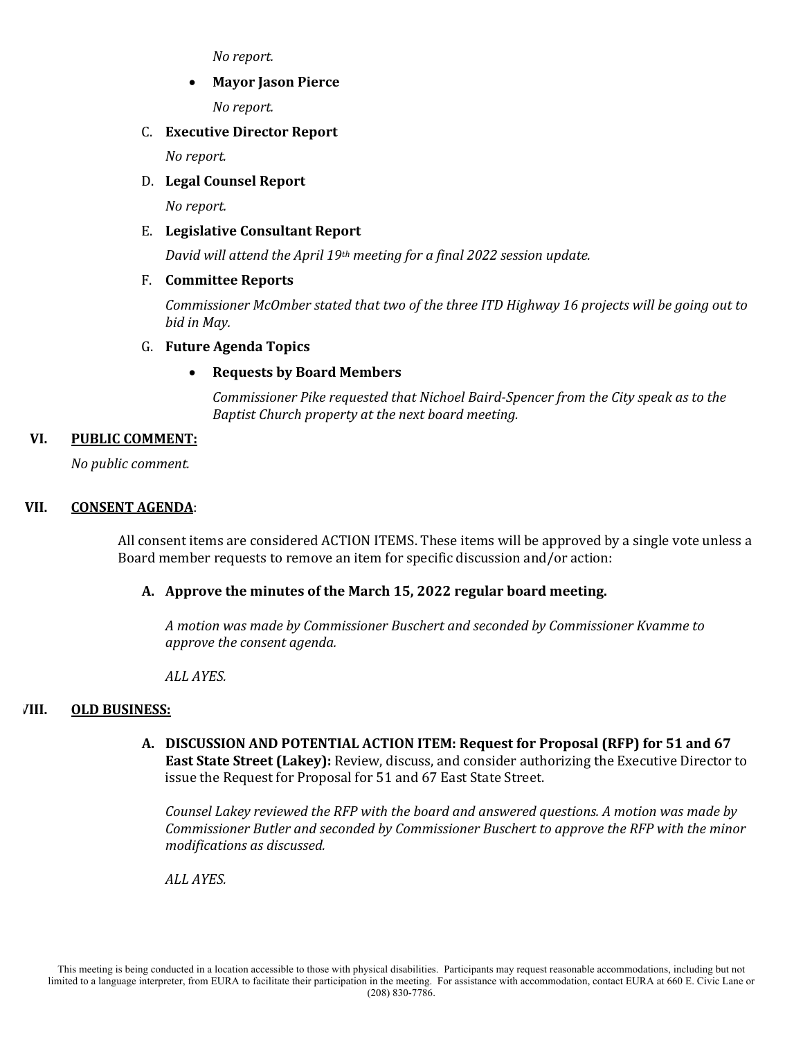*No report.*

- **Mayor Jason Pierce**

  *No report.*

C. **Executive Director Report**

*No report.*

D. **Legal Counsel Report**

*No report.*

E. **Legislative Consultant Report**

*David will attend the April 19th meeting for a final 2022 session update.*

F. **Committee Reports**

*Commissioner McOmber stated that two of the three ITD Highway 16 projects will be going out to bid in May.*

G. **Future Agenda Topics**

- **Requests by Board Members**

  *Commissioner Pike requested that Nichoel Baird-Spencer from the City speak as to the Baptist Church property at the next board meeting.*

## VI. PUBLIC COMMENT:

*No public comment.*

## VII. CONSENT AGENDA:

All consent items are considered ACTION ITEMS. These items will be approved by a single vote unless a Board member requests to remove an item for specific discussion and/or action:

**A. Approve the minutes of the March 15, 2022 regular board meeting.**

*A motion was made by Commissioner Buschert and seconded by Commissioner Kvamme to approve the consent agenda.*

*ALL AYES.*

## VIII. OLD BUSINESS:

**A. DISCUSSION AND POTENTIAL ACTION ITEM: Request for Proposal (RFP) for 51 and 67 East State Street (Lakey):** Review, discuss, and consider authorizing the Executive Director to issue the Request for Proposal for 51 and 67 East State Street.

*Counsel Lakey reviewed the RFP with the board and answered questions. A motion was made by Commissioner Butler and seconded by Commissioner Buschert to approve the RFP with the minor modifications as discussed.*

*ALL AYES.*

This meeting is being conducted in a location accessible to those with physical disabilities. Participants may request reasonable accommodations, including but not limited to a language interpreter, from EURA to facilitate their participation in the meeting. For assistance with accommodation, contact EURA at 660 E. Civic Lane or (208) 830-7786.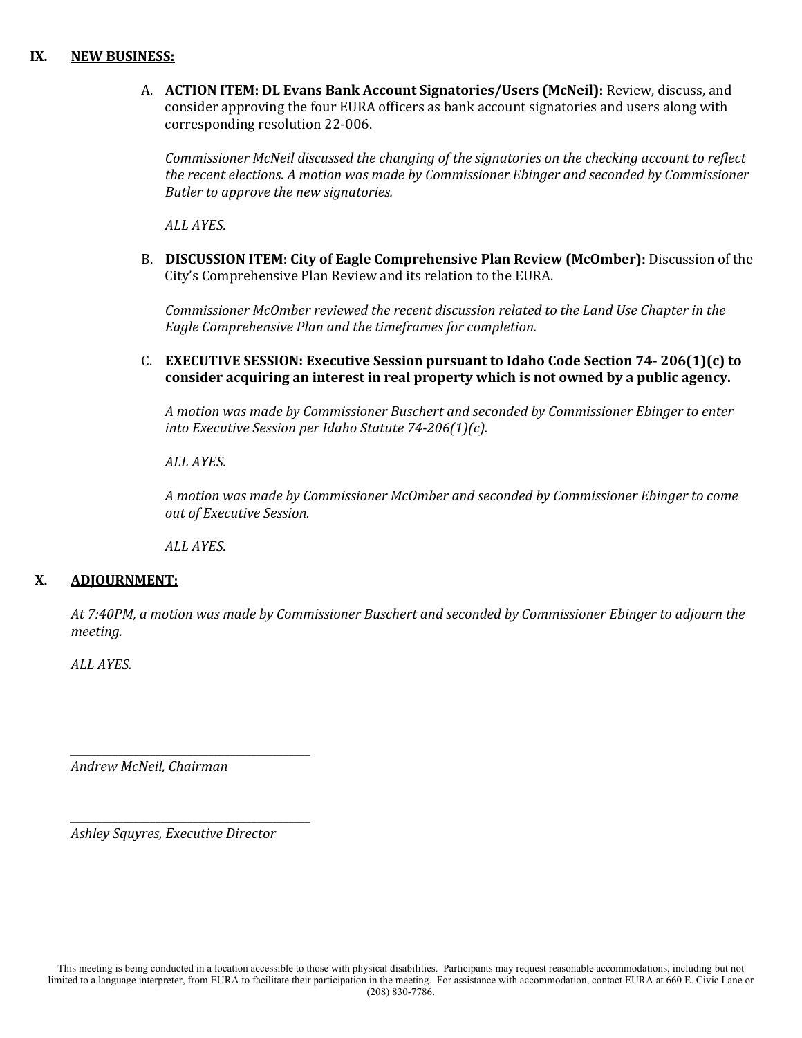## IX. NEW BUSINESS:

A. **ACTION ITEM: DL Evans Bank Account Signatories/Users (McNeil):** Review, discuss, and consider approving the four EURA officers as bank account signatories and users along with corresponding resolution 22-006.

*Commissioner McNeil discussed the changing of the signatories on the checking account to reflect the recent elections. A motion was made by Commissioner Ebinger and seconded by Commissioner Butler to approve the new signatories.*

*ALL AYES.*

B. **DISCUSSION ITEM: City of Eagle Comprehensive Plan Review (McOmber):** Discussion of the City's Comprehensive Plan Review and its relation to the EURA.

*Commissioner McOmber reviewed the recent discussion related to the Land Use Chapter in the Eagle Comprehensive Plan and the timeframes for completion.*

C. **EXECUTIVE SESSION: Executive Session pursuant to Idaho Code Section 74- 206(1)(c) to consider acquiring an interest in real property which is not owned by a public agency.**

*A motion was made by Commissioner Buschert and seconded by Commissioner Ebinger to enter into Executive Session per Idaho Statute 74-206(1)(c).*

*ALL AYES.*

*A motion was made by Commissioner McOmber and seconded by Commissioner Ebinger to come out of Executive Session.*

*ALL AYES.*

## X. ADJOURNMENT:

*At 7:40PM, a motion was made by Commissioner Buschert and seconded by Commissioner Ebinger to adjourn the meeting.*

*ALL AYES.*

\_\_\_\_\_\_\_\_\_\_\_\_\_\_\_\_\_\_\_\_\_\_\_\_\_\_\_\_\_\_\_\_\_\_\_\_\_\_\_\_

*Andrew McNeil, Chairman*

\_\_\_\_\_\_\_\_\_\_\_\_\_\_\_\_\_\_\_\_\_\_\_\_\_\_\_\_\_\_\_\_\_\_\_\_\_\_\_\_

*Ashley Squyres, Executive Director*

This meeting is being conducted in a location accessible to those with physical disabilities. Participants may request reasonable accommodations, including but not limited to a language interpreter, from EURA to facilitate their participation in the meeting. For assistance with accommodation, contact EURA at 660 E. Civic Lane or (208) 830-7786.